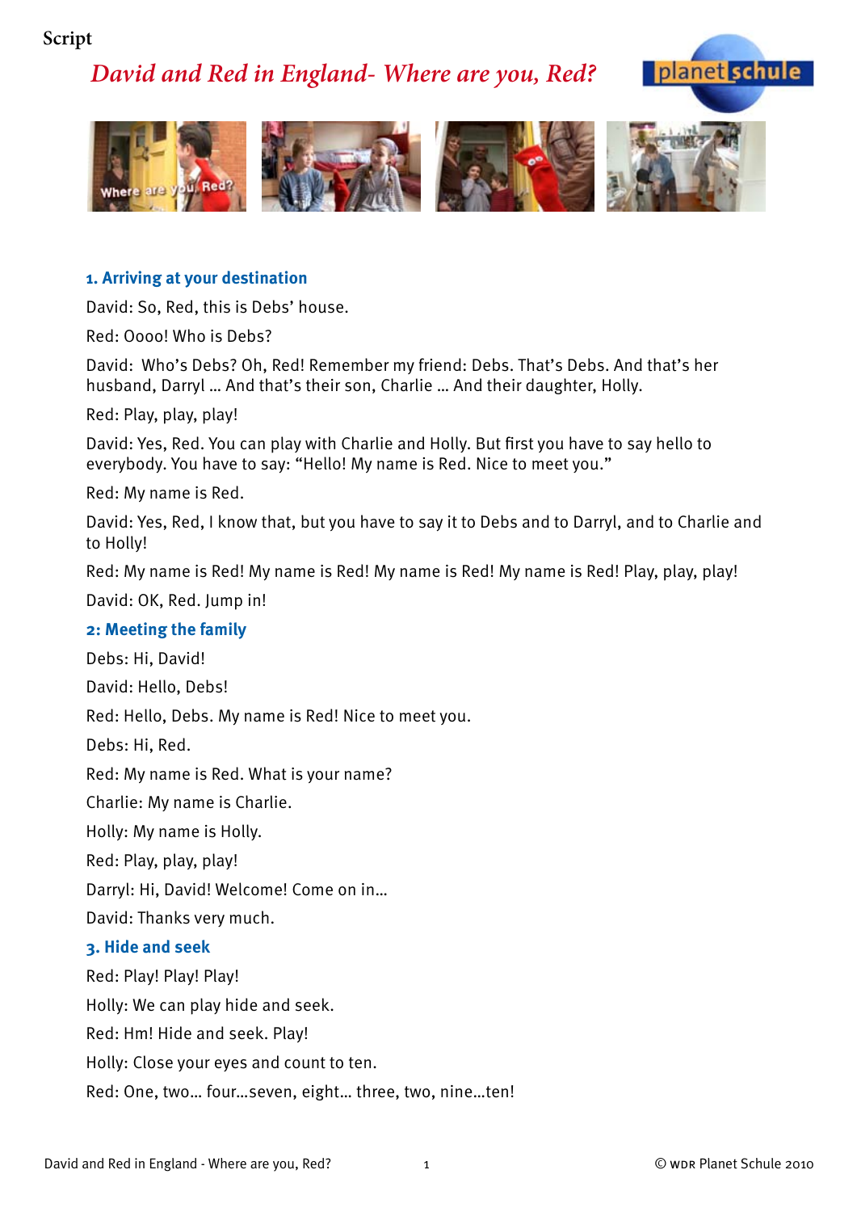Script

# *David and Red in England- Where are you, Red?*

### 1. Arriving at your destination

David: So, Red, this is Debs' house.

Red: Oooo! Who is Debs?

David: Who's Debs? Oh, Red! Remember my friend: Debs. That's Debs. And that's her husband, Darryl ... And that's their son, Charlie ... And their daughter, Holly.

Red: Play, play, play!

David: Yes, Red. You can play with Charlie and Holly. But first you have to say hello to everybody. You have to say: "Hello! My name is Red. Nice to meet you."

Red: My name is Red.

David: Yes, Red, I know that, but you have to say it to Debs and to Darryl, and to Charlie and to Holly!

Red: My name is Red! My name is Red! My name is Red! My name is Red! Play, play, play!

David: OK, Red. Jump in!

### 2: Meeting the family

Debs: Hi, David!

David: Hello, Debs!

Red: Hello, Debs. My name is Red! Nice to meet you.

Debs: Hi, Red.

Red: My name is Red. What is your name?

Charlie: My name is Charlie.

Holly: My name is Holly.

Red: Play, play, play!

Darryl: Hi, David! Welcome! Come on in...

David: Thanks very much.

### 3. Hide and seek

Red: Play! Play! Play!

Holly: We can play hide and seek.

Red: Hm! Hide and seek. Play!

Holly: Close your eyes and count to ten.

Red: One, two... four...seven, eight... three, two, nine...ten!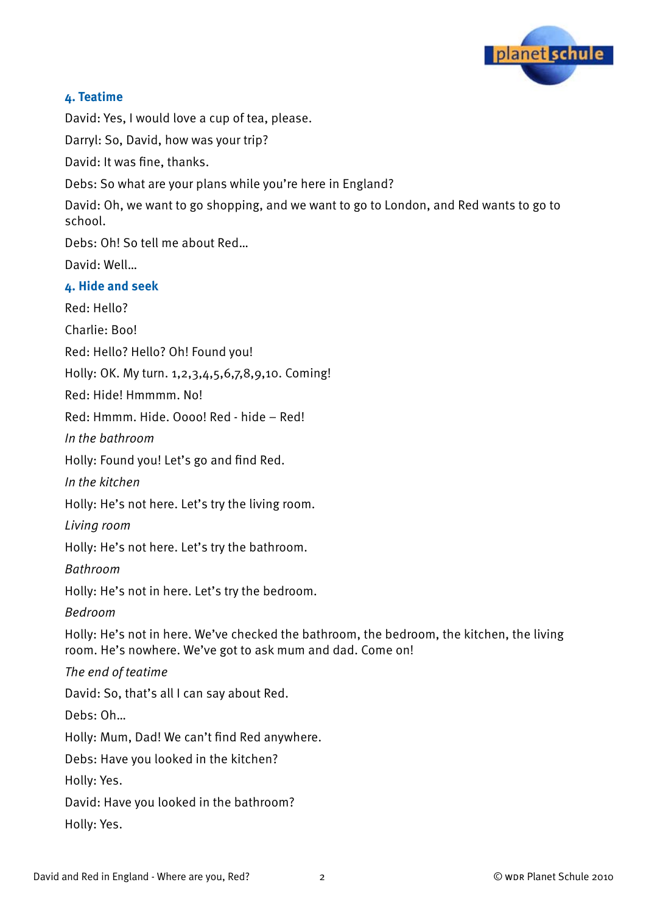### 4. Teatime

David: Yes, I would love a cup of tea, please.

Darryl: So, David, how was your trip?

David: It was fine, thanks.

Debs: So what are your plans while you're here in England?

David: Oh, we want to go shopping, and we want to go to London, and Red wants to go to school.

Debs: Oh! So tell me about Red…

David: Well…

### 4. Hide and seek

Red: Hello?

Charlie: Boo!

Red: Hello? Hello? Oh! Found you!

Holly: OK. My turn. 1,2,3,4,5,6,7,8,9,10. Coming!

Red: Hide! Hmmmm. No!

Red: Hmmm. Hide. Oooo! Red - hide – Red!

*In the bathroom*

Holly: Found you! Let's go and find Red.

*In the kitchen*

Holly: He's not here. Let's try the living room.

*Living room*

Holly: He's not here. Let's try the bathroom.

*Bathroom*

Holly: He's not in here. Let's try the bedroom.

*Bedroom*

Holly: He's not in here. We've checked the bathroom, the bedroom, the kitchen, the living room. He's nowhere. We've got to ask mum and dad. Come on!

*The end of teatime*

David: So, that's all I can say about Red.

Debs: Oh…

Holly: Mum, Dad! We can't find Red anywhere.

Debs: Have you looked in the kitchen?

Holly: Yes.

David: Have you looked in the bathroom?

Holly: Yes.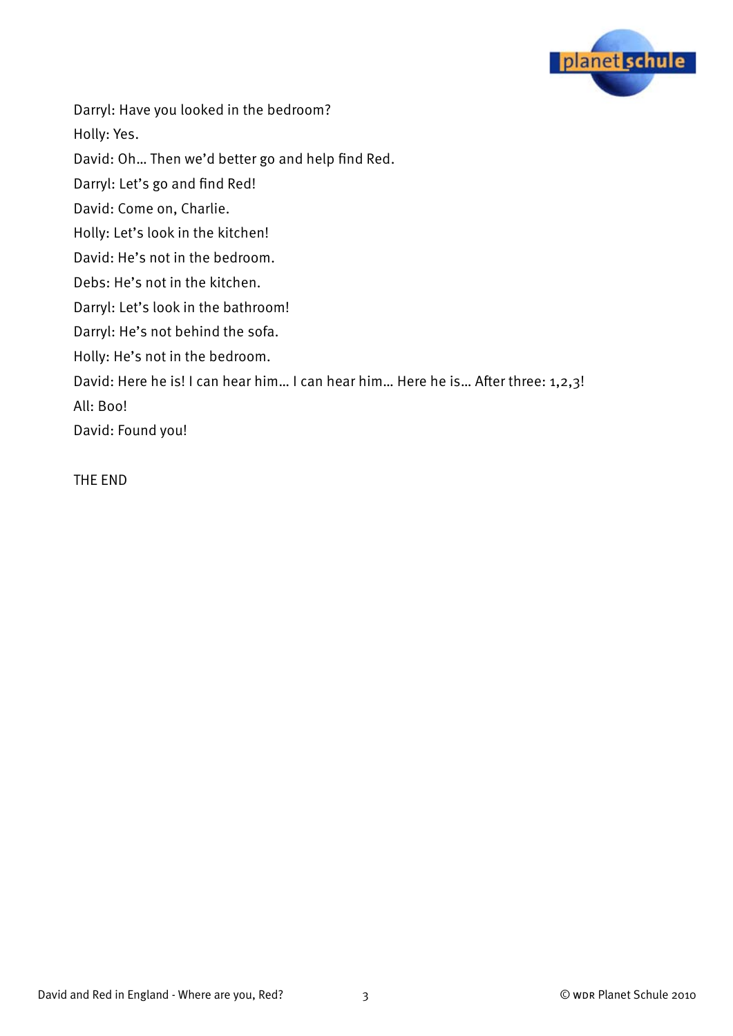Darryl: Have you looked in the bedroom?

Holly: Yes.

David: Oh… Then we'd better go and help find Red.

Darryl: Let's go and find Red!

David: Come on, Charlie.

Holly: Let's look in the kitchen!

David: He's not in the bedroom.

Debs: He's not in the kitchen.

Darryl: Let's look in the bathroom!

Darryl: He's not behind the sofa.

Holly: He's not in the bedroom.

David: Here he is! I can hear him… I can hear him… Here he is… After three: 1,2,3!

All: Boo!

David: Found you!

THE END